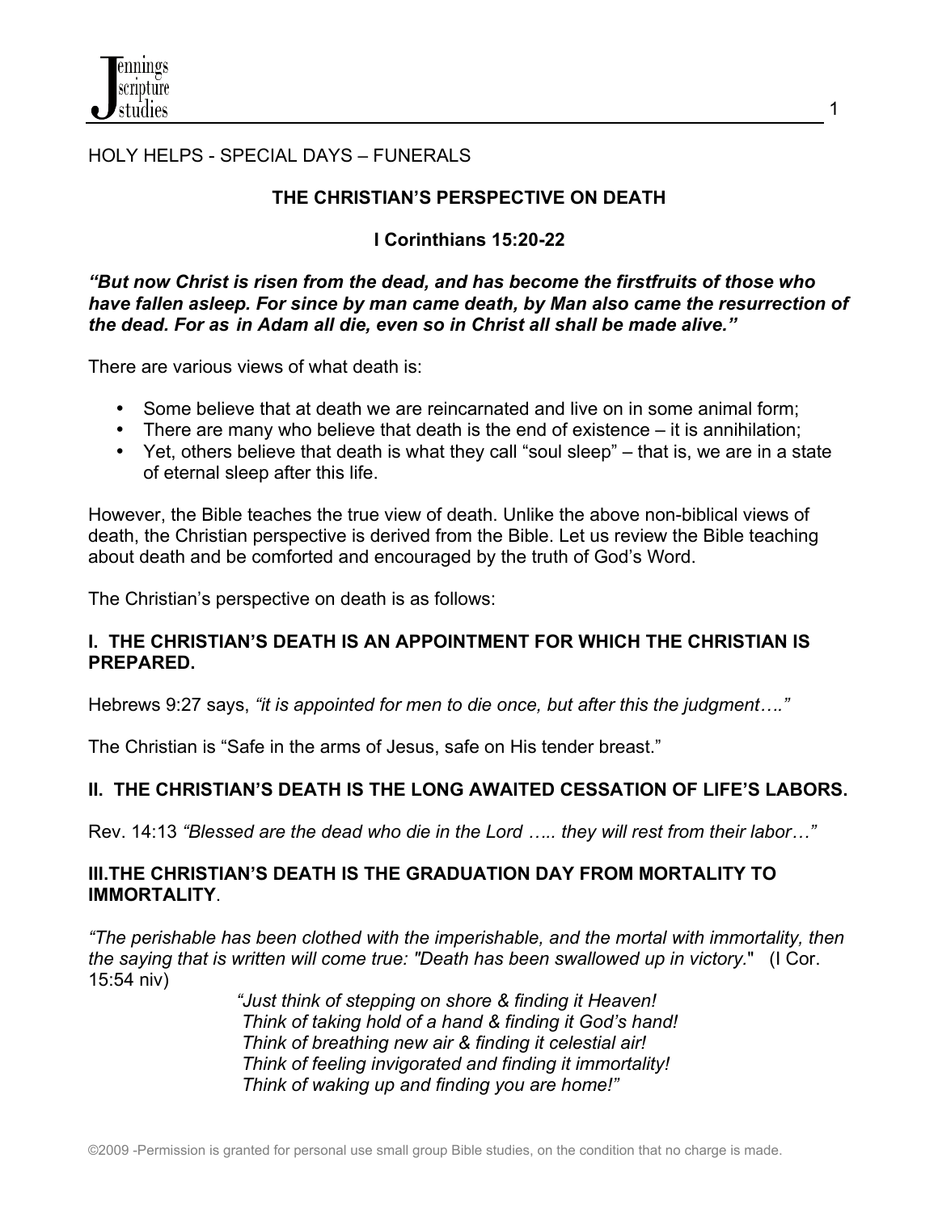HOLY HELPS - SPECIAL DAYS – FUNERALS

## THE CHRISTIAN'S PERSPECTIVE ON DEATH

### I Corinthians 15:20-22

***"But now Christ is risen from the dead, and has become the firstfruits of those who have fallen asleep. For since by man came death, by Man also came the resurrection of the dead. For as in Adam all die, even so in Christ all shall be made alive."***

There are various views of what death is:

- Some believe that at death we are reincarnated and live on in some animal form;
- There are many who believe that death is the end of existence – it is annihilation;
- Yet, others believe that death is what they call "soul sleep" – that is, we are in a state of eternal sleep after this life.

However, the Bible teaches the true view of death. Unlike the above non-biblical views of death, the Christian perspective is derived from the Bible. Let us review the Bible teaching about death and be comforted and encouraged by the truth of God's Word.

The Christian's perspective on death is as follows:

**I. THE CHRISTIAN'S DEATH IS AN APPOINTMENT FOR WHICH THE CHRISTIAN IS PREPARED.**

Hebrews 9:27 says, *"it is appointed for men to die once, but after this the judgment…."*

The Christian is "Safe in the arms of Jesus, safe on His tender breast."

**II. THE CHRISTIAN'S DEATH IS THE LONG AWAITED CESSATION OF LIFE'S LABORS.**

Rev. 14:13 *"Blessed are the dead who die in the Lord ….. they will rest from their labor…"*

**III.THE CHRISTIAN'S DEATH IS THE GRADUATION DAY FROM MORTALITY TO IMMORTALITY**.

*"The perishable has been clothed with the imperishable, and the mortal with immortality, then the saying that is written will come true: "Death has been swallowed up in victory."* (I Cor. 15:54 niv)

*"Just think of stepping on shore & finding it Heaven!*
*Think of taking hold of a hand & finding it God's hand!*
*Think of breathing new air & finding it celestial air!*
*Think of feeling invigorated and finding it immortality!*
*Think of waking up and finding you are home!"*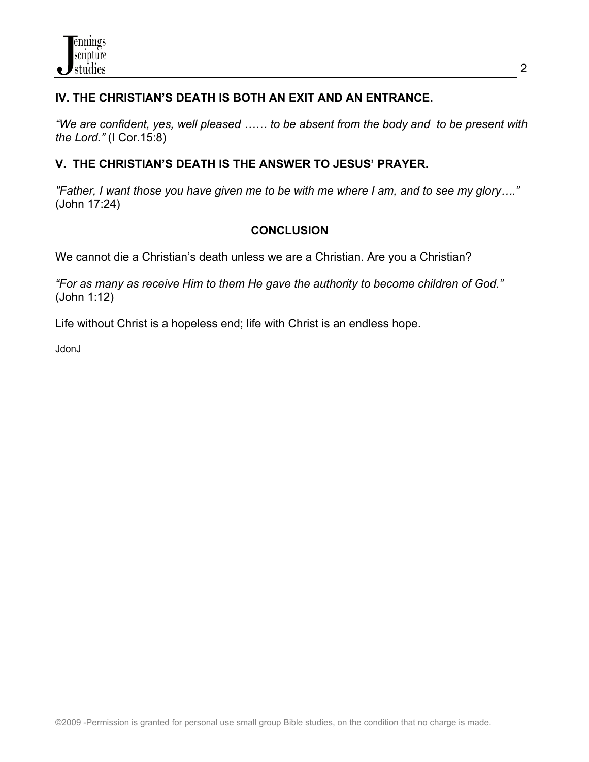## IV. THE CHRISTIAN'S DEATH IS BOTH AN EXIT AND AN ENTRANCE.

*"We are confident, yes, well pleased …… to be* *absent* *from the body and to be* *present* *with the Lord."* (I Cor.15:8)

## V. THE CHRISTIAN'S DEATH IS THE ANSWER TO JESUS' PRAYER.

*"Father, I want those you have given me to be with me where I am, and to see my glory…."* (John 17:24)

## CONCLUSION

We cannot die a Christian's death unless we are a Christian. Are you a Christian?

*"For as many as receive Him to them He gave the authority to become children of God."* (John 1:12)

Life without Christ is a hopeless end; life with Christ is an endless hope.

JdonJ

©2009 -Permission is granted for personal use small group Bible studies, on the condition that no charge is made.